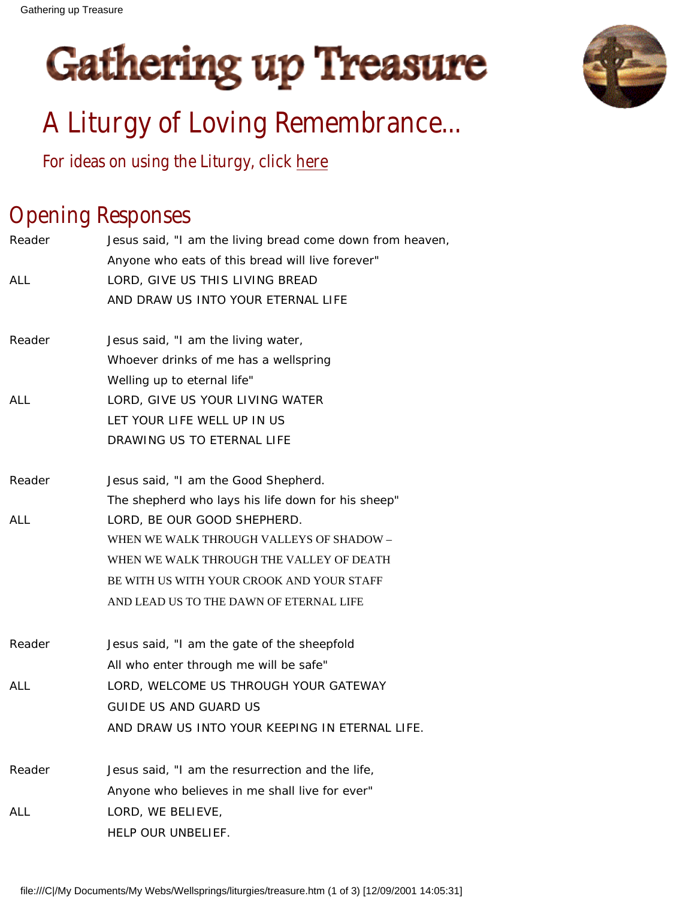# Gathering up Treasure

## A Liturgy of Loving Remembrance...

For ideas on using the Liturgy, click here

## Opening Responses

| | |
|---|---|
| Reader | Jesus said, "I am the living bread come down from heaven,<br>Anyone who eats of this bread will live forever" |
| ALL | LORD, GIVE US THIS LIVING BREAD<br>AND DRAW US INTO YOUR ETERNAL LIFE |
| Reader | Jesus said, "I am the living water,<br>Whoever drinks of me has a wellspring<br>Welling up to eternal life" |
| ALL | LORD, GIVE US YOUR LIVING WATER<br>LET YOUR LIFE WELL UP IN US<br>DRAWING US TO ETERNAL LIFE |
| Reader | Jesus said, "I am the Good Shepherd.<br>The shepherd who lays his life down for his sheep" |
| ALL | LORD, BE OUR GOOD SHEPHERD.<br>WHEN WE WALK THROUGH VALLEYS OF SHADOW –<br>WHEN WE WALK THROUGH THE VALLEY OF DEATH<br>BE WITH US WITH YOUR CROOK AND YOUR STAFF<br>AND LEAD US TO THE DAWN OF ETERNAL LIFE |
| Reader | Jesus said, "I am the gate of the sheepfold<br>All who enter through me will be safe" |
| ALL | LORD, WELCOME US THROUGH YOUR GATEWAY<br>GUIDE US AND GUARD US<br>AND DRAW US INTO YOUR KEEPING IN ETERNAL LIFE. |
| Reader | Jesus said, "I am the resurrection and the life,<br>Anyone who believes in me shall live for ever" |
| ALL | LORD, WE BELIEVE,<br>HELP OUR UNBELIEF. |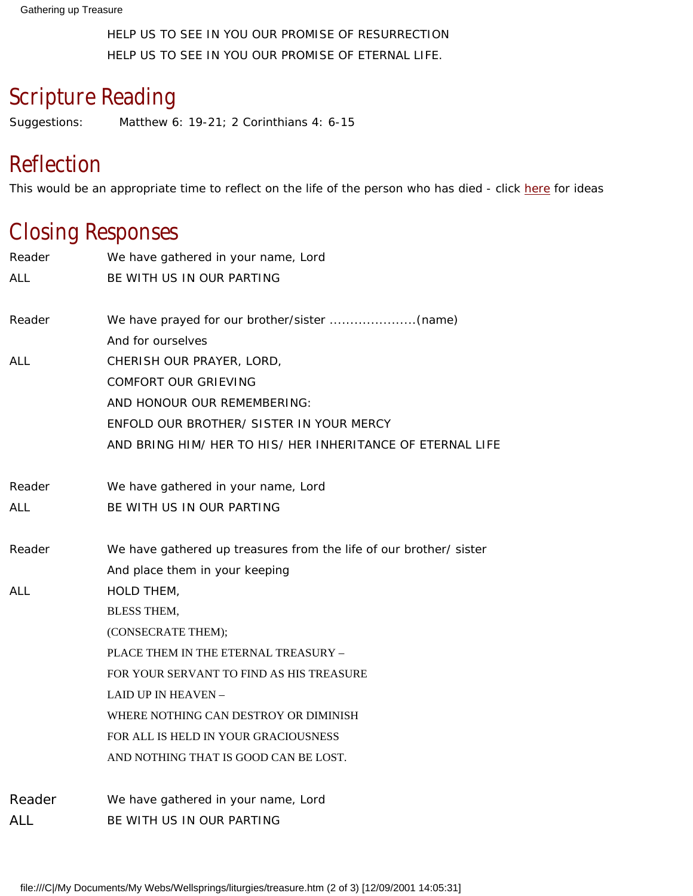HELP US TO SEE IN YOU OUR PROMISE OF RESURRECTION
HELP US TO SEE IN YOU OUR PROMISE OF ETERNAL LIFE.

## Scripture Reading

Suggestions: Matthew 6: 19-21; 2 Corinthians 4: 6-15

## Reflection

This would be an appropriate time to reflect on the life of the person who has died - click here for ideas

## Closing Responses

Reader We have gathered in your name, Lord
ALL BE WITH US IN OUR PARTING

Reader We have prayed for our brother/sister .....................(name)
And for ourselves
ALL CHERISH OUR PRAYER, LORD,
COMFORT OUR GRIEVING
AND HONOUR OUR REMEMBERING:
ENFOLD OUR BROTHER/ SISTER IN YOUR MERCY
AND BRING HIM/ HER TO HIS/ HER INHERITANCE OF ETERNAL LIFE

Reader We have gathered in your name, Lord
ALL BE WITH US IN OUR PARTING

Reader We have gathered up treasures from the life of our brother/ sister
And place them in your keeping
ALL HOLD THEM,
BLESS THEM,
(CONSECRATE THEM);
PLACE THEM IN THE ETERNAL TREASURY –
FOR YOUR SERVANT TO FIND AS HIS TREASURE
LAID UP IN HEAVEN –
WHERE NOTHING CAN DESTROY OR DIMINISH
FOR ALL IS HELD IN YOUR GRACIOUSNESS
AND NOTHING THAT IS GOOD CAN BE LOST.

Reader We have gathered in your name, Lord
ALL BE WITH US IN OUR PARTING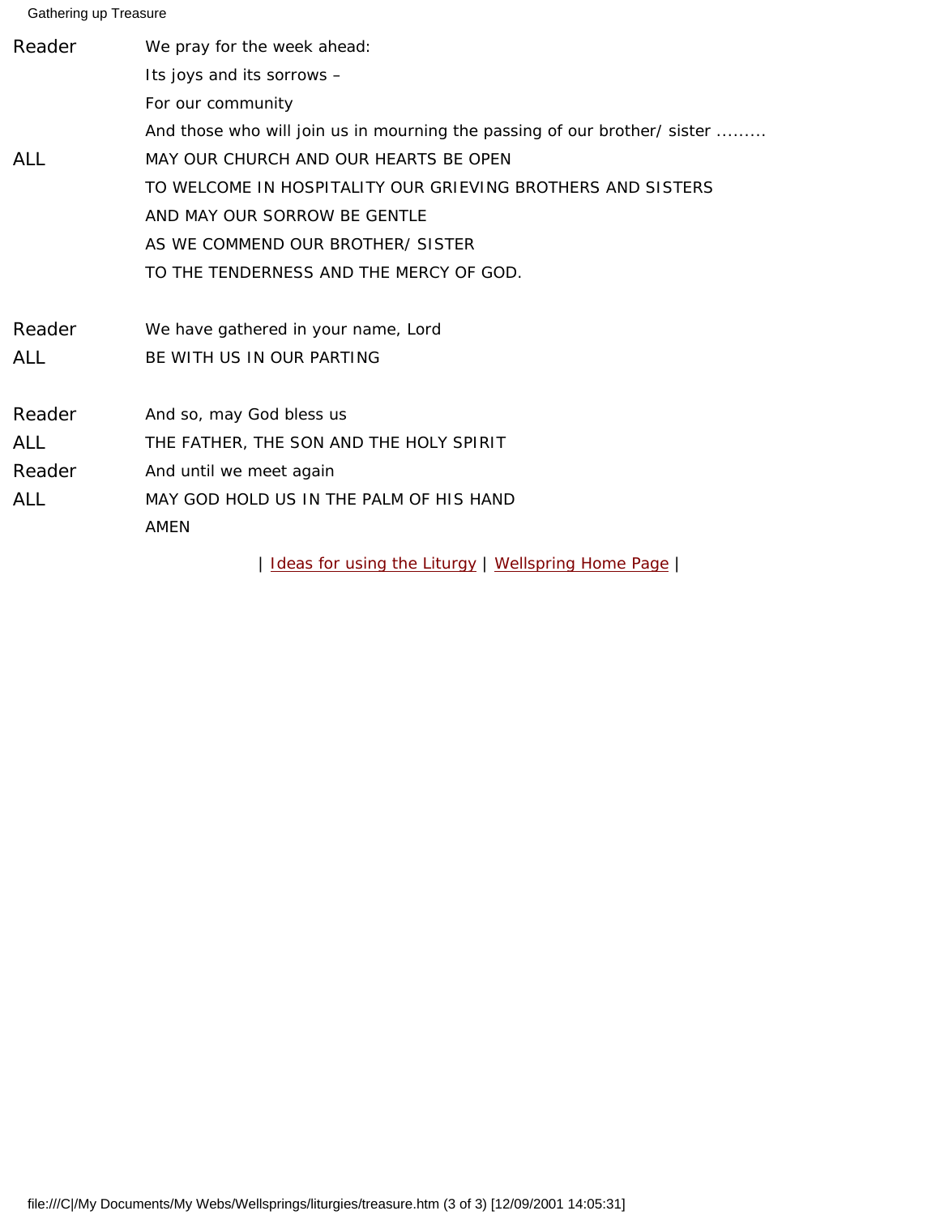| | |
|---|---|
| Reader | We pray for the week ahead: |
| | Its joys and its sorrows – |
| | For our community |
| | And those who will join us in mourning the passing of our brother/ sister ......... |
| ALL | MAY OUR CHURCH AND OUR HEARTS BE OPEN |
| | TO WELCOME IN HOSPITALITY OUR GRIEVING BROTHERS AND SISTERS |
| | AND MAY OUR SORROW BE GENTLE |
| | AS WE COMMEND OUR BROTHER/ SISTER |
| | TO THE TENDERNESS AND THE MERCY OF GOD. |
| Reader | We have gathered in your name, Lord |
| ALL | BE WITH US IN OUR PARTING |
| Reader | And so, may God bless us |
| ALL | THE FATHER, THE SON AND THE HOLY SPIRIT |
| Reader | And until we meet again |
| ALL | MAY GOD HOLD US IN THE PALM OF HIS HAND |
| | AMEN |

| Ideas for using the Liturgy | Wellspring Home Page |